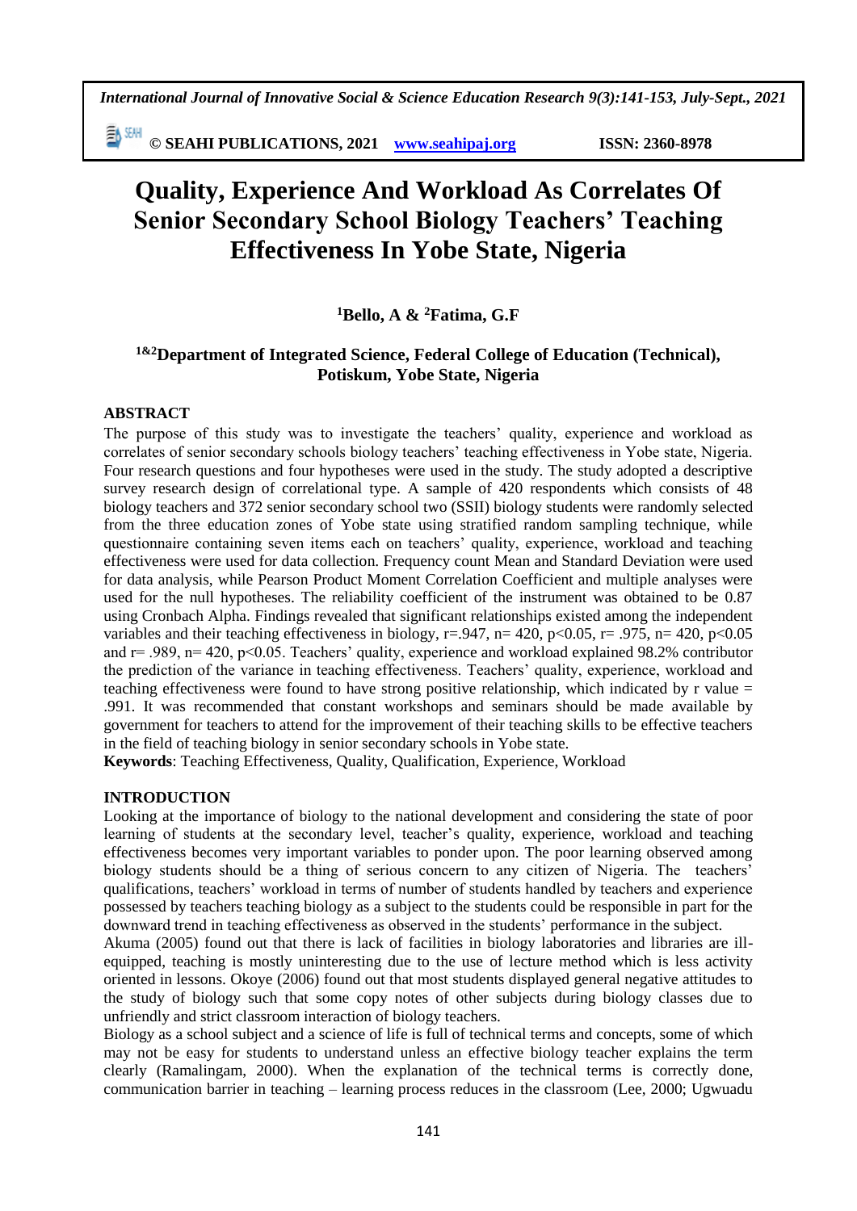# Quality, Experience And Workload As Correlates Of Senior Secondary School Biology Teachers' Teaching Effectiveness In Yobe State, Nigeria

**[1]Bello, A & [2]Fatima, G.F**

**[1&2]Department of Integrated Science, Federal College of Education (Technical), Potiskum, Yobe State, Nigeria**

## ABSTRACT

The purpose of this study was to investigate the teachers' quality, experience and workload as correlates of senior secondary schools biology teachers' teaching effectiveness in Yobe state, Nigeria. Four research questions and four hypotheses were used in the study. The study adopted a descriptive survey research design of correlational type. A sample of 420 respondents which consists of 48 biology teachers and 372 senior secondary school two (SSII) biology students were randomly selected from the three education zones of Yobe state using stratified random sampling technique, while questionnaire containing seven items each on teachers' quality, experience, workload and teaching effectiveness were used for data collection. Frequency count Mean and Standard Deviation were used for data analysis, while Pearson Product Moment Correlation Coefficient and multiple analyses were used for the null hypotheses. The reliability coefficient of the instrument was obtained to be 0.87 using Cronbach Alpha. Findings revealed that significant relationships existed among the independent variables and their teaching effectiveness in biology, r=.947, n= 420, $p<0.05$, r= .975, n= 420, $p<0.05$ and r= .989, n= 420, $p<0.05$. Teachers' quality, experience and workload explained 98.2% contributor the prediction of the variance in teaching effectiveness. Teachers' quality, experience, workload and teaching effectiveness were found to have strong positive relationship, which indicated by r value = .991. It was recommended that constant workshops and seminars should be made available by government for teachers to attend for the improvement of their teaching skills to be effective teachers in the field of teaching biology in senior secondary schools in Yobe state.

**Keywords**: Teaching Effectiveness, Quality, Qualification, Experience, Workload

## INTRODUCTION

Looking at the importance of biology to the national development and considering the state of poor learning of students at the secondary level, teacher's quality, experience, workload and teaching effectiveness becomes very important variables to ponder upon. The poor learning observed among biology students should be a thing of serious concern to any citizen of Nigeria. The teachers' qualifications, teachers' workload in terms of number of students handled by teachers and experience possessed by teachers teaching biology as a subject to the students could be responsible in part for the downward trend in teaching effectiveness as observed in the students' performance in the subject.

Akuma (2005) found out that there is lack of facilities in biology laboratories and libraries are ill-equipped, teaching is mostly uninteresting due to the use of lecture method which is less activity oriented in lessons. Okoye (2006) found out that most students displayed general negative attitudes to the study of biology such that some copy notes of other subjects during biology classes due to unfriendly and strict classroom interaction of biology teachers.

Biology as a school subject and a science of life is full of technical terms and concepts, some of which may not be easy for students to understand unless an effective biology teacher explains the term clearly (Ramalingam, 2000). When the explanation of the technical terms is correctly done, communication barrier in teaching – learning process reduces in the classroom (Lee, 2000; Ugwuadu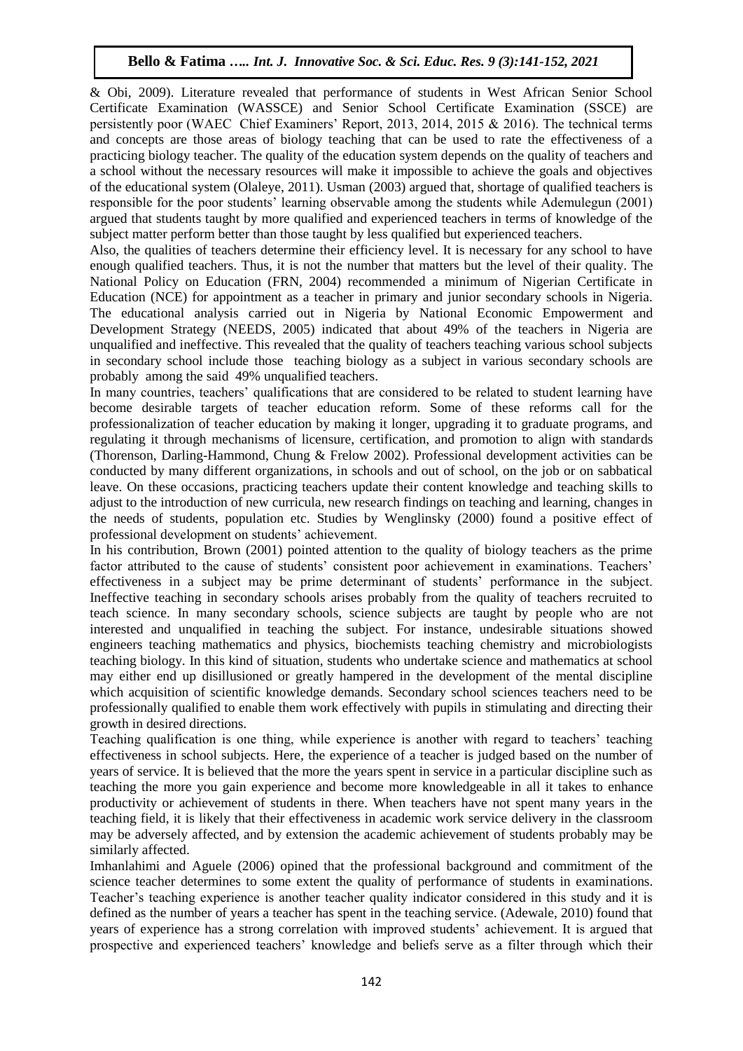& Obi, 2009). Literature revealed that performance of students in West African Senior School Certificate Examination (WASSCE) and Senior School Certificate Examination (SSCE) are persistently poor (WAEC Chief Examiners' Report, 2013, 2014, 2015 & 2016). The technical terms and concepts are those areas of biology teaching that can be used to rate the effectiveness of a practicing biology teacher. The quality of the education system depends on the quality of teachers and a school without the necessary resources will make it impossible to achieve the goals and objectives of the educational system (Olaleye, 2011). Usman (2003) argued that, shortage of qualified teachers is responsible for the poor students' learning observable among the students while Ademulegun (2001) argued that students taught by more qualified and experienced teachers in terms of knowledge of the subject matter perform better than those taught by less qualified but experienced teachers.

Also, the qualities of teachers determine their efficiency level. It is necessary for any school to have enough qualified teachers. Thus, it is not the number that matters but the level of their quality. The National Policy on Education (FRN, 2004) recommended a minimum of Nigerian Certificate in Education (NCE) for appointment as a teacher in primary and junior secondary schools in Nigeria. The educational analysis carried out in Nigeria by National Economic Empowerment and Development Strategy (NEEDS, 2005) indicated that about 49% of the teachers in Nigeria are unqualified and ineffective. This revealed that the quality of teachers teaching various school subjects in secondary school include those teaching biology as a subject in various secondary schools are probably among the said 49% unqualified teachers.

In many countries, teachers' qualifications that are considered to be related to student learning have become desirable targets of teacher education reform. Some of these reforms call for the professionalization of teacher education by making it longer, upgrading it to graduate programs, and regulating it through mechanisms of licensure, certification, and promotion to align with standards (Thorenson, Darling-Hammond, Chung & Frelow 2002). Professional development activities can be conducted by many different organizations, in schools and out of school, on the job or on sabbatical leave. On these occasions, practicing teachers update their content knowledge and teaching skills to adjust to the introduction of new curricula, new research findings on teaching and learning, changes in the needs of students, population etc. Studies by Wenglinsky (2000) found a positive effect of professional development on students' achievement.

In his contribution, Brown (2001) pointed attention to the quality of biology teachers as the prime factor attributed to the cause of students' consistent poor achievement in examinations. Teachers' effectiveness in a subject may be prime determinant of students' performance in the subject. Ineffective teaching in secondary schools arises probably from the quality of teachers recruited to teach science. In many secondary schools, science subjects are taught by people who are not interested and unqualified in teaching the subject. For instance, undesirable situations showed engineers teaching mathematics and physics, biochemists teaching chemistry and microbiologists teaching biology. In this kind of situation, students who undertake science and mathematics at school may either end up disillusioned or greatly hampered in the development of the mental discipline which acquisition of scientific knowledge demands. Secondary school sciences teachers need to be professionally qualified to enable them work effectively with pupils in stimulating and directing their growth in desired directions.

Teaching qualification is one thing, while experience is another with regard to teachers' teaching effectiveness in school subjects. Here, the experience of a teacher is judged based on the number of years of service. It is believed that the more the years spent in service in a particular discipline such as teaching the more you gain experience and become more knowledgeable in all it takes to enhance productivity or achievement of students in there. When teachers have not spent many years in the teaching field, it is likely that their effectiveness in academic work service delivery in the classroom may be adversely affected, and by extension the academic achievement of students probably may be similarly affected.

Imhanlahimi and Aguele (2006) opined that the professional background and commitment of the science teacher determines to some extent the quality of performance of students in examinations. Teacher's teaching experience is another teacher quality indicator considered in this study and it is defined as the number of years a teacher has spent in the teaching service. (Adewale, 2010) found that years of experience has a strong correlation with improved students' achievement. It is argued that prospective and experienced teachers' knowledge and beliefs serve as a filter through which their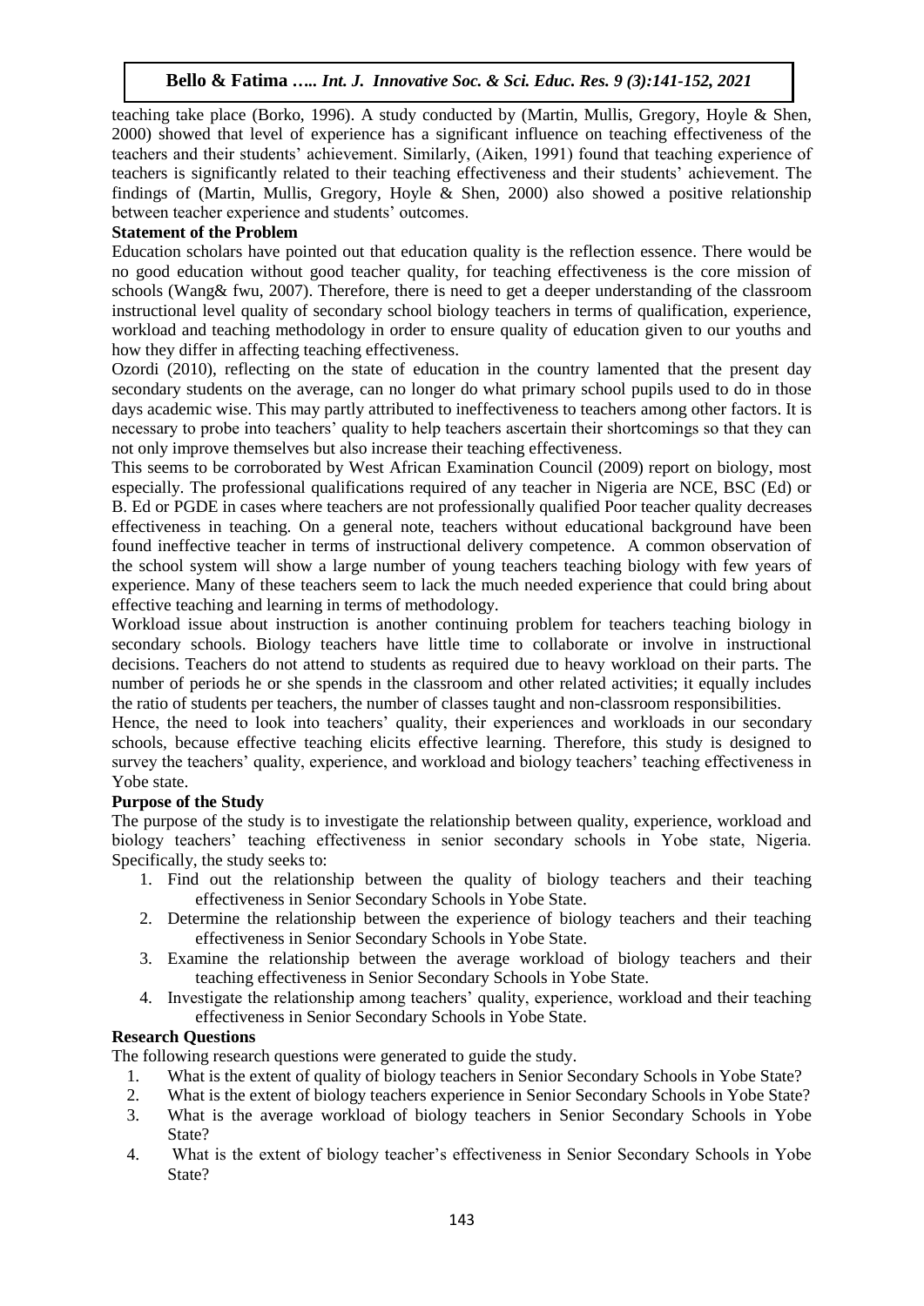teaching take place (Borko, 1996). A study conducted by (Martin, Mullis, Gregory, Hoyle & Shen, 2000) showed that level of experience has a significant influence on teaching effectiveness of the teachers and their students' achievement. Similarly, (Aiken, 1991) found that teaching experience of teachers is significantly related to their teaching effectiveness and their students' achievement. The findings of (Martin, Mullis, Gregory, Hoyle & Shen, 2000) also showed a positive relationship between teacher experience and students' outcomes.

**Statement of the Problem**

Education scholars have pointed out that education quality is the reflection essence. There would be no good education without good teacher quality, for teaching effectiveness is the core mission of schools (Wang& fwu, 2007). Therefore, there is need to get a deeper understanding of the classroom instructional level quality of secondary school biology teachers in terms of qualification, experience, workload and teaching methodology in order to ensure quality of education given to our youths and how they differ in affecting teaching effectiveness.

Ozordi (2010), reflecting on the state of education in the country lamented that the present day secondary students on the average, can no longer do what primary school pupils used to do in those days academic wise. This may partly attributed to ineffectiveness to teachers among other factors. It is necessary to probe into teachers' quality to help teachers ascertain their shortcomings so that they can not only improve themselves but also increase their teaching effectiveness.

This seems to be corroborated by West African Examination Council (2009) report on biology, most especially. The professional qualifications required of any teacher in Nigeria are NCE, BSC (Ed) or B. Ed or PGDE in cases where teachers are not professionally qualified Poor teacher quality decreases effectiveness in teaching. On a general note, teachers without educational background have been found ineffective teacher in terms of instructional delivery competence. A common observation of the school system will show a large number of young teachers teaching biology with few years of experience. Many of these teachers seem to lack the much needed experience that could bring about effective teaching and learning in terms of methodology.

Workload issue about instruction is another continuing problem for teachers teaching biology in secondary schools. Biology teachers have little time to collaborate or involve in instructional decisions. Teachers do not attend to students as required due to heavy workload on their parts. The number of periods he or she spends in the classroom and other related activities; it equally includes the ratio of students per teachers, the number of classes taught and non-classroom responsibilities.

Hence, the need to look into teachers' quality, their experiences and workloads in our secondary schools, because effective teaching elicits effective learning. Therefore, this study is designed to survey the teachers' quality, experience, and workload and biology teachers' teaching effectiveness in Yobe state.

**Purpose of the Study**

The purpose of the study is to investigate the relationship between quality, experience, workload and biology teachers' teaching effectiveness in senior secondary schools in Yobe state, Nigeria. Specifically, the study seeks to:

1. Find out the relationship between the quality of biology teachers and their teaching effectiveness in Senior Secondary Schools in Yobe State.
2. Determine the relationship between the experience of biology teachers and their teaching effectiveness in Senior Secondary Schools in Yobe State.
3. Examine the relationship between the average workload of biology teachers and their teaching effectiveness in Senior Secondary Schools in Yobe State.
4. Investigate the relationship among teachers' quality, experience, workload and their teaching effectiveness in Senior Secondary Schools in Yobe State.

**Research Questions**

The following research questions were generated to guide the study.

1. What is the extent of quality of biology teachers in Senior Secondary Schools in Yobe State?
2. What is the extent of biology teachers experience in Senior Secondary Schools in Yobe State?
3. What is the average workload of biology teachers in Senior Secondary Schools in Yobe State?
4. What is the extent of biology teacher's effectiveness in Senior Secondary Schools in Yobe State?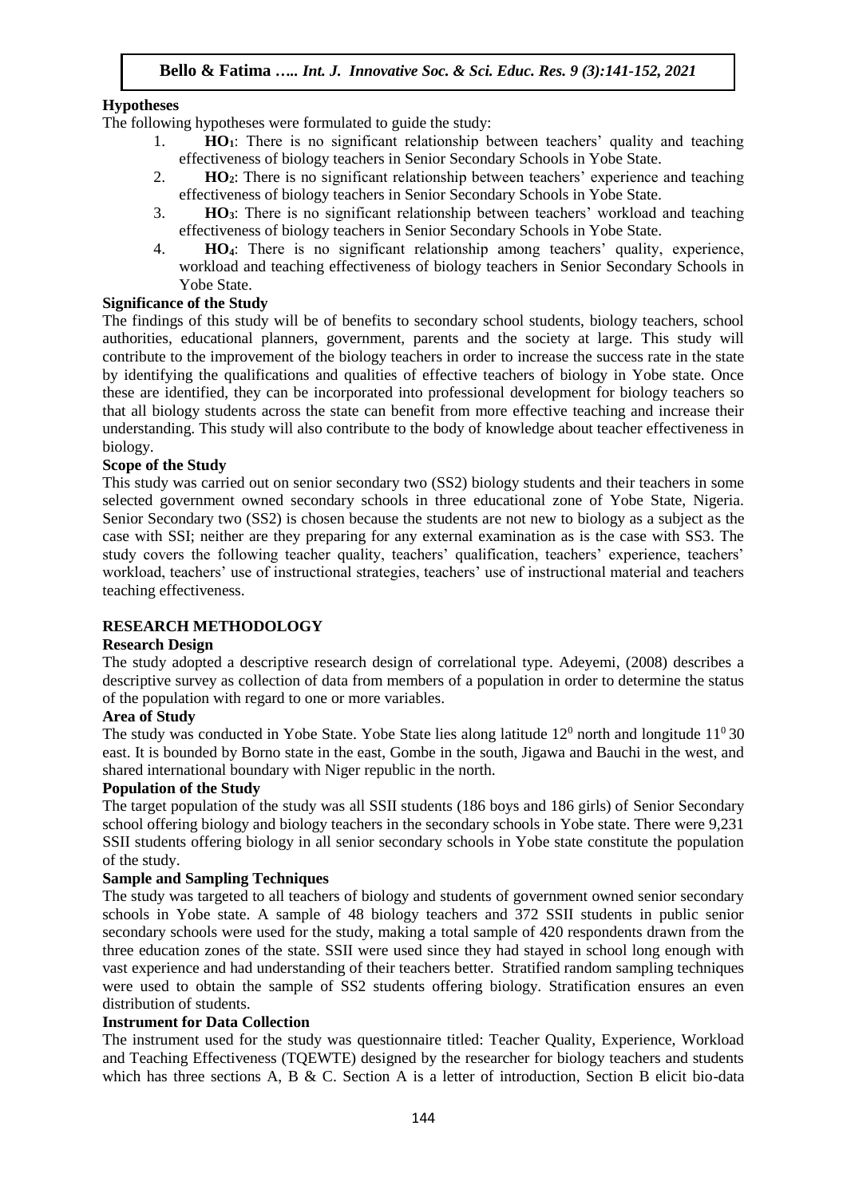**Hypotheses**

The following hypotheses were formulated to guide the study:

1. **$HO_1$**: There is no significant relationship between teachers' quality and teaching effectiveness of biology teachers in Senior Secondary Schools in Yobe State.
2. **$HO_2$**: There is no significant relationship between teachers' experience and teaching effectiveness of biology teachers in Senior Secondary Schools in Yobe State.
3. **$HO_3$**: There is no significant relationship between teachers' workload and teaching effectiveness of biology teachers in Senior Secondary Schools in Yobe State.
4. **$HO_4$**: There is no significant relationship among teachers' quality, experience, workload and teaching effectiveness of biology teachers in Senior Secondary Schools in Yobe State.

**Significance of the Study**

The findings of this study will be of benefits to secondary school students, biology teachers, school authorities, educational planners, government, parents and the society at large. This study will contribute to the improvement of the biology teachers in order to increase the success rate in the state by identifying the qualifications and qualities of effective teachers of biology in Yobe state. Once these are identified, they can be incorporated into professional development for biology teachers so that all biology students across the state can benefit from more effective teaching and increase their understanding. This study will also contribute to the body of knowledge about teacher effectiveness in biology.

**Scope of the Study**

This study was carried out on senior secondary two (SS2) biology students and their teachers in some selected government owned secondary schools in three educational zone of Yobe State, Nigeria. Senior Secondary two (SS2) is chosen because the students are not new to biology as a subject as the case with SSI; neither are they preparing for any external examination as is the case with SS3. The study covers the following teacher quality, teachers' qualification, teachers' experience, teachers' workload, teachers' use of instructional strategies, teachers' use of instructional material and teachers teaching effectiveness.

## RESEARCH METHODOLOGY

**Research Design**

The study adopted a descriptive research design of correlational type. Adeyemi, (2008) describes a descriptive survey as collection of data from members of a population in order to determine the status of the population with regard to one or more variables.

**Area of Study**

The study was conducted in Yobe State. Yobe State lies along latitude $12^0$ north and longitude $11^0$ 30 east. It is bounded by Borno state in the east, Gombe in the south, Jigawa and Bauchi in the west, and shared international boundary with Niger republic in the north.

**Population of the Study**

The target population of the study was all SSII students (186 boys and 186 girls) of Senior Secondary school offering biology and biology teachers in the secondary schools in Yobe state. There were 9,231 SSII students offering biology in all senior secondary schools in Yobe state constitute the population of the study.

**Sample and Sampling Techniques**

The study was targeted to all teachers of biology and students of government owned senior secondary schools in Yobe state. A sample of 48 biology teachers and 372 SSII students in public senior secondary schools were used for the study, making a total sample of 420 respondents drawn from the three education zones of the state. SSII were used since they had stayed in school long enough with vast experience and had understanding of their teachers better. Stratified random sampling techniques were used to obtain the sample of SS2 students offering biology. Stratification ensures an even distribution of students.

**Instrument for Data Collection**

The instrument used for the study was questionnaire titled: Teacher Quality, Experience, Workload and Teaching Effectiveness (TQEWTE) designed by the researcher for biology teachers and students which has three sections A, B & C. Section A is a letter of introduction, Section B elicit bio-data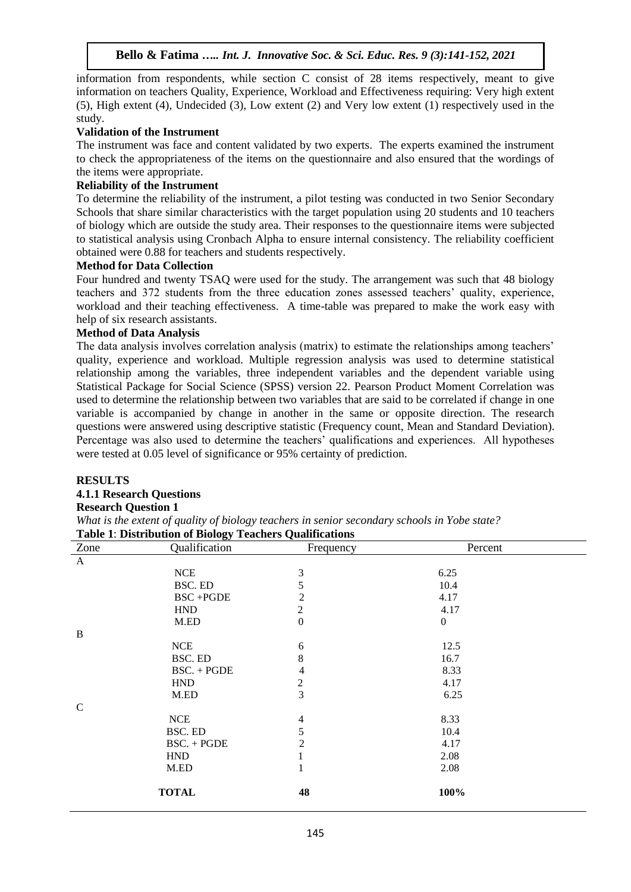information from respondents, while section C consist of 28 items respectively, meant to give information on teachers Quality, Experience, Workload and Effectiveness requiring: Very high extent (5), High extent (4), Undecided (3), Low extent (2) and Very low extent (1) respectively used in the study.

**Validation of the Instrument**

The instrument was face and content validated by two experts. The experts examined the instrument to check the appropriateness of the items on the questionnaire and also ensured that the wordings of the items were appropriate.

**Reliability of the Instrument**

To determine the reliability of the instrument, a pilot testing was conducted in two Senior Secondary Schools that share similar characteristics with the target population using 20 students and 10 teachers of biology which are outside the study area. Their responses to the questionnaire items were subjected to statistical analysis using Cronbach Alpha to ensure internal consistency. The reliability coefficient obtained were 0.88 for teachers and students respectively.

**Method for Data Collection**

Four hundred and twenty TSAQ were used for the study. The arrangement was such that 48 biology teachers and 372 students from the three education zones assessed teachers' quality, experience, workload and their teaching effectiveness. A time-table was prepared to make the work easy with help of six research assistants.

**Method of Data Analysis**

The data analysis involves correlation analysis (matrix) to estimate the relationships among teachers' quality, experience and workload. Multiple regression analysis was used to determine statistical relationship among the variables, three independent variables and the dependent variable using Statistical Package for Social Science (SPSS) version 22. Pearson Product Moment Correlation was used to determine the relationship between two variables that are said to be correlated if change in one variable is accompanied by change in another in the same or opposite direction. The research questions were answered using descriptive statistic (Frequency count, Mean and Standard Deviation). Percentage was also used to determine the teachers' qualifications and experiences. All hypotheses were tested at 0.05 level of significance or 95% certainty of prediction.

## RESULTS

### 4.1.1 Research Questions

**Research Question 1**

*What is the extent of quality of biology teachers in senior secondary schools in Yobe state?*

**Table 1**: **Distribution of Biology Teachers Qualifications**

| Zone | Qualification | Frequency | Percent |
|---|---|---|---|
| A | | | |
| | NCE | 3 | 6.25 |
| | BSC. ED | 5 | 10.4 |
| | BSC +PGDE | 2 | 4.17 |
| | HND | 2 | 4.17 |
| | M.ED | 0 | 0 |
| B | | | |
| | NCE | 6 | 12.5 |
| | BSC. ED | 8 | 16.7 |
| | BSC. + PGDE | 4 | 8.33 |
| | HND | 2 | 4.17 |
| | M.ED | 3 | 6.25 |
| C | | | |
| | NCE | 4 | 8.33 |
| | BSC. ED | 5 | 10.4 |
| | BSC. + PGDE | 2 | 4.17 |
| | HND | 1 | 2.08 |
| | M.ED | 1 | 2.08 |
| | **TOTAL** | **48** | **100%** |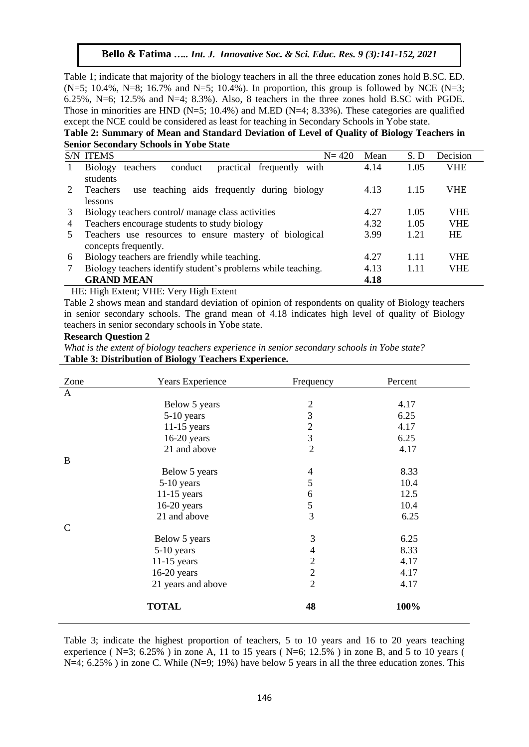Table 1; indicate that majority of the biology teachers in all the three education zones hold B.SC. ED. (N=5; 10.4%, N=8; 16.7% and N=5; 10.4%). In proportion, this group is followed by NCE (N=3; 6.25%, N=6; 12.5% and N=4; 8.3%). Also, 8 teachers in the three zones hold B.SC with PGDE. Those in minorities are HND (N=5; 10.4%) and M.ED (N=4; 8.33%). These categories are qualified except the NCE could be considered as least for teaching in Secondary Schools in Yobe state.

**Table 2: Summary of Mean and Standard Deviation of Level of Quality of Biology Teachers in Senior Secondary Schools in Yobe State**

| S/N | ITEMS | N= 420 | Mean | S. D | Decision |
|---|---|---|---|---|---|
| 1 | Biology teachers conduct practical frequently with students | | 4.14 | 1.05 | VHE |
| 2 | Teachers use teaching aids frequently during biology lessons | | 4.13 | 1.15 | VHE |
| 3 | Biology teachers control/ manage class activities | | 4.27 | 1.05 | VHE |
| 4 | Teachers encourage students to study biology | | 4.32 | 1.05 | VHE |
| 5 | Teachers use resources to ensure mastery of biological concepts frequently. | | 3.99 | 1.21 | HE |
| 6 | Biology teachers are friendly while teaching. | | 4.27 | 1.11 | VHE |
| 7 | Biology teachers identify student's problems while teaching. | | 4.13 | 1.11 | VHE |
| | **GRAND MEAN** | | **4.18** | | |

HE: High Extent; VHE: Very High Extent

Table 2 shows mean and standard deviation of opinion of respondents on quality of Biology teachers in senior secondary schools. The grand mean of 4.18 indicates high level of quality of Biology teachers in senior secondary schools in Yobe state.

**Research Question 2**

*What is the extent of biology teachers experience in senior secondary schools in Yobe state?*

**Table 3: Distribution of Biology Teachers Experience.**

| Zone | Years Experience | Frequency | Percent |
|---|---|---|---|
| A | | | |
| | Below 5 years | 2 | 4.17 |
| | 5-10 years | 3 | 6.25 |
| | 11-15 years | 2 | 4.17 |
| | 16-20 years | 3 | 6.25 |
| | 21 and above | 2 | 4.17 |
| B | | | |
| | Below 5 years | 4 | 8.33 |
| | 5-10 years | 5 | 10.4 |
| | 11-15 years | 6 | 12.5 |
| | 16-20 years | 5 | 10.4 |
| | 21 and above | 3 | 6.25 |
| C | | | |
| | Below 5 years | 3 | 6.25 |
| | 5-10 years | 4 | 8.33 |
| | 11-15 years | 2 | 4.17 |
| | 16-20 years | 2 | 4.17 |
| | 21 years and above | 2 | 4.17 |
| | **TOTAL** | **48** | **100%** |

Table 3; indicate the highest proportion of teachers, 5 to 10 years and 16 to 20 years teaching experience ( N=3; 6.25% ) in zone A, 11 to 15 years ( N=6; 12.5% ) in zone B, and 5 to 10 years ( N=4; 6.25% ) in zone C. While (N=9; 19%) have below 5 years in all the three education zones. This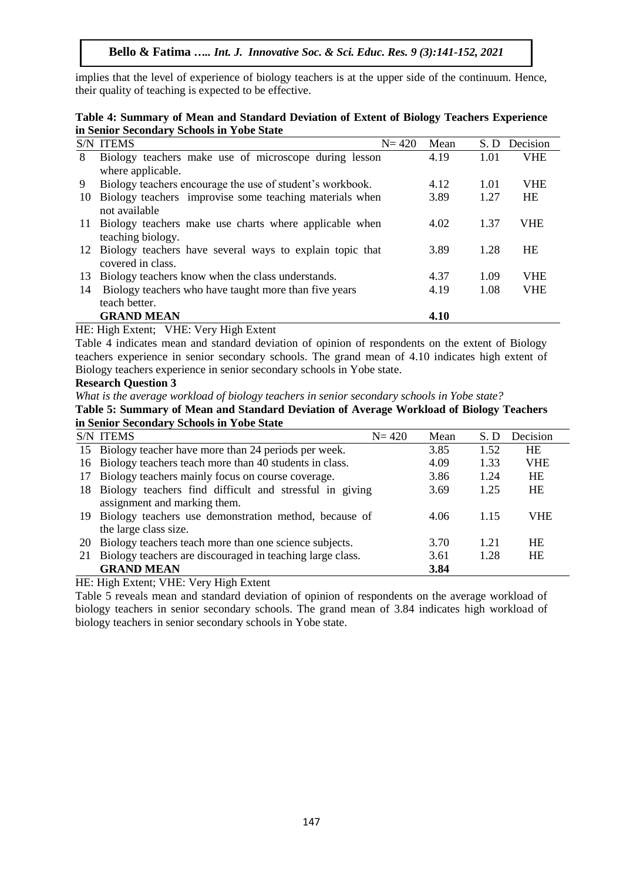implies that the level of experience of biology teachers is at the upper side of the continuum. Hence, their quality of teaching is expected to be effective.

**Table 4: Summary of Mean and Standard Deviation of Extent of Biology Teachers Experience in Senior Secondary Schools in Yobe State**

| S/N | ITEMS | N= 420 | Mean | S. D | Decision |
|---|---|---|---|---|---|
| 8 | Biology teachers make use of microscope during lesson where applicable. | | 4.19 | 1.01 | VHE |
| 9 | Biology teachers encourage the use of student's workbook. | | 4.12 | 1.01 | VHE |
| 10 | Biology teachers improvise some teaching materials when not available | | 3.89 | 1.27 | HE |
| 11 | Biology teachers make use charts where applicable when teaching biology. | | 4.02 | 1.37 | VHE |
| 12 | Biology teachers have several ways to explain topic that covered in class. | | 3.89 | 1.28 | HE |
| 13 | Biology teachers know when the class understands. | | 4.37 | 1.09 | VHE |
| 14 | Biology teachers who have taught more than five years teach better. | | 4.19 | 1.08 | VHE |
| | **GRAND MEAN** | | **4.10** | | |

HE: High Extent; VHE: Very High Extent

Table 4 indicates mean and standard deviation of opinion of respondents on the extent of Biology teachers experience in senior secondary schools. The grand mean of 4.10 indicates high extent of Biology teachers experience in senior secondary schools in Yobe state.

**Research Question 3**

*What is the average workload of biology teachers in senior secondary schools in Yobe state?*

**Table 5: Summary of Mean and Standard Deviation of Average Workload of Biology Teachers in Senior Secondary Schools in Yobe State**

| S/N | ITEMS | N= 420 | Mean | S. D | Decision |
|---|---|---|---|---|---|
| 15 | Biology teacher have more than 24 periods per week. | | 3.85 | 1.52 | HE |
| 16 | Biology teachers teach more than 40 students in class. | | 4.09 | 1.33 | VHE |
| 17 | Biology teachers mainly focus on course coverage. | | 3.86 | 1.24 | HE |
| 18 | Biology teachers find difficult and stressful in giving assignment and marking them. | | 3.69 | 1.25 | HE |
| 19 | Biology teachers use demonstration method, because of the large class size. | | 4.06 | 1.15 | VHE |
| 20 | Biology teachers teach more than one science subjects. | | 3.70 | 1.21 | HE |
| 21 | Biology teachers are discouraged in teaching large class. | | 3.61 | 1.28 | HE |
| | **GRAND MEAN** | | **3.84** | | |

HE: High Extent; VHE: Very High Extent

Table 5 reveals mean and standard deviation of opinion of respondents on the average workload of biology teachers in senior secondary schools. The grand mean of 3.84 indicates high workload of biology teachers in senior secondary schools in Yobe state.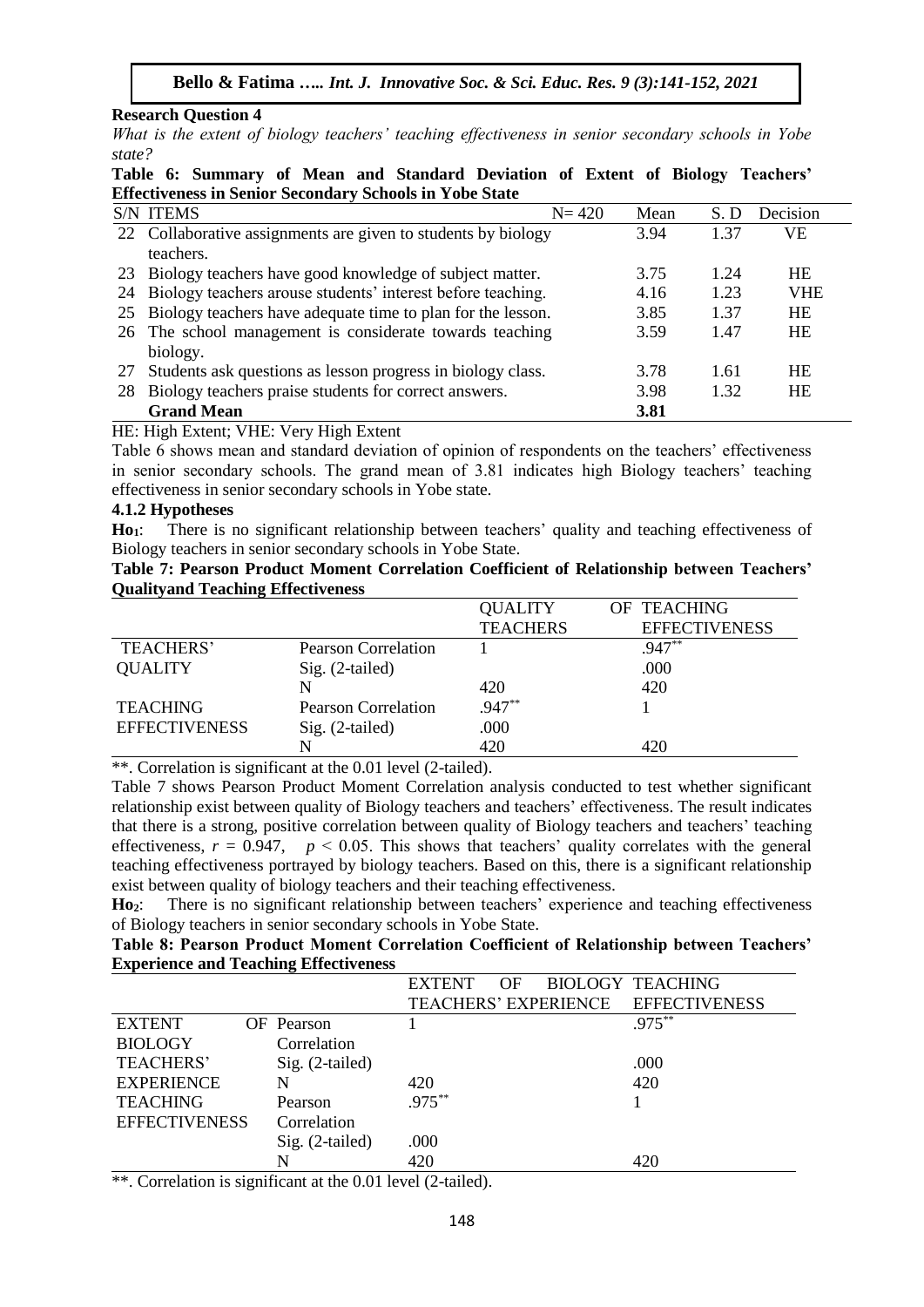**Research Question 4**

*What is the extent of biology teachers' teaching effectiveness in senior secondary schools in Yobe state?*

**Table 6: Summary of Mean and Standard Deviation of Extent of Biology Teachers' Effectiveness in Senior Secondary Schools in Yobe State**

| S/N | ITEMS N= 420 | Mean | S. D | Decision |
|---|---|---|---|---|
| 22 | Collaborative assignments are given to students by biology teachers. | 3.94 | 1.37 | VE |
| 23 | Biology teachers have good knowledge of subject matter. | 3.75 | 1.24 | HE |
| 24 | Biology teachers arouse students' interest before teaching. | 4.16 | 1.23 | VHE |
| 25 | Biology teachers have adequate time to plan for the lesson. | 3.85 | 1.37 | HE |
| 26 | The school management is considerate towards teaching biology. | 3.59 | 1.47 | HE |
| 27 | Students ask questions as lesson progress in biology class. | 3.78 | 1.61 | HE |
| 28 | Biology teachers praise students for correct answers. | 3.98 | 1.32 | HE |
| | **Grand Mean** | **3.81** | | |

HE: High Extent; VHE: Very High Extent

Table 6 shows mean and standard deviation of opinion of respondents on the teachers' effectiveness in senior secondary schools. The grand mean of 3.81 indicates high Biology teachers' teaching effectiveness in senior secondary schools in Yobe state.

### 4.1.2 Hypotheses

**Ho$_1$**: There is no significant relationship between teachers' quality and teaching effectiveness of Biology teachers in senior secondary schools in Yobe State.

**Table 7: Pearson Product Moment Correlation Coefficient of Relationship between Teachers' Qualityand Teaching Effectiveness**

| | | QUALITY OF TEACHERS | TEACHING EFFECTIVENESS |
|---|---|---|---|
| TEACHERS' QUALITY | Pearson Correlation | 1 | .947** |
| | Sig. (2-tailed) | | .000 |
| | N | 420 | 420 |
| TEACHING EFFECTIVENESS | Pearson Correlation | .947** | 1 |
| | Sig. (2-tailed) | .000 | |
| | N | 420 | 420 |

**. Correlation is significant at the 0.01 level (2-tailed).

Table 7 shows Pearson Product Moment Correlation analysis conducted to test whether significant relationship exist between quality of Biology teachers and teachers' effectiveness. The result indicates that there is a strong, positive correlation between quality of Biology teachers and teachers' teaching effectiveness, $r = 0.947$, $p < 0.05$. This shows that teachers' quality correlates with the general teaching effectiveness portrayed by biology teachers. Based on this, there is a significant relationship exist between quality of biology teachers and their teaching effectiveness.

**Ho$_2$**: There is no significant relationship between teachers' experience and teaching effectiveness of Biology teachers in senior secondary schools in Yobe State.

**Table 8: Pearson Product Moment Correlation Coefficient of Relationship between Teachers' Experience and Teaching Effectiveness**

| | | EXTENT OF BIOLOGY TEACHERS' EXPERIENCE | TEACHING EFFECTIVENESS |
|---|---|---|---|
| EXTENT OF BIOLOGY TEACHERS' EXPERIENCE | Pearson Correlation | 1 | .975** |
| | Sig. (2-tailed) | | .000 |
| | N | 420 | 420 |
| TEACHING EFFECTIVENESS | Pearson Correlation | .975** | 1 |
| | Sig. (2-tailed) | .000 | |
| | N | 420 | 420 |

**. Correlation is significant at the 0.01 level (2-tailed).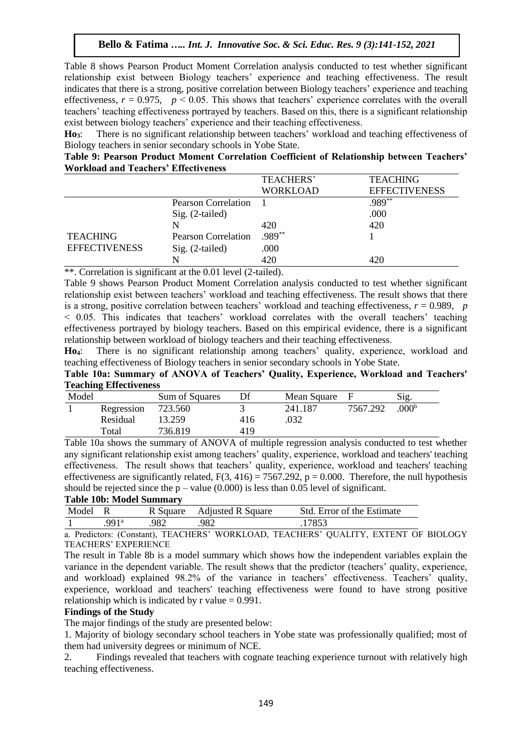Table 8 shows Pearson Product Moment Correlation analysis conducted to test whether significant relationship exist between Biology teachers' experience and teaching effectiveness. The result indicates that there is a strong, positive correlation between Biology teachers' experience and teaching effectiveness, $r = 0.975$, $p < 0.05$. This shows that teachers' experience correlates with the overall teachers' teaching effectiveness portrayed by teachers. Based on this, there is a significant relationship exist between biology teachers' experience and their teaching effectiveness.

**Ho$_3$**: There is no significant relationship between teachers' workload and teaching effectiveness of Biology teachers in senior secondary schools in Yobe State.

**Table 9: Pearson Product Moment Correlation Coefficient of Relationship between Teachers' Workload and Teachers' Effectiveness**

| | | TEACHERS' WORKLOAD | TEACHING EFFECTIVENESS |
|---|---|---|---|
| | Pearson Correlation | 1 | .989** |
| | Sig. (2-tailed) | | .000 |
| | N | 420 | 420 |
| TEACHING EFFECTIVENESS | Pearson Correlation | .989** | 1 |
| | Sig. (2-tailed) | .000 | |
| | N | 420 | 420 |

**. Correlation is significant at the 0.01 level (2-tailed).

Table 9 shows Pearson Product Moment Correlation analysis conducted to test whether significant relationship exist between teachers' workload and teaching effectiveness. The result shows that there is a strong, positive correlation between teachers' workload and teaching effectiveness, $r = 0.989$, $p < 0.05$. This indicates that teachers' workload correlates with the overall teachers' teaching effectiveness portrayed by biology teachers. Based on this empirical evidence, there is a significant relationship between workload of biology teachers and their teaching effectiveness.

**Ho$_4$**: There is no significant relationship among teachers' quality, experience, workload and teaching effectiveness of Biology teachers in senior secondary schools in Yobe State.

**Table 10a: Summary of ANOVA of Teachers' Quality, Experience, Workload and Teachers' Teaching Effectiveness**

| Model | | Sum of Squares | Df | Mean Square | F | Sig. |
|---|---|---|---|---|---|---|
| 1 | Regression | 723.560 | 3 | 241.187 | 7567.292 | .000[b] |
| | Residual | 13.259 | 416 | .032 | | |
| | Total | 736.819 | 419 | | | |

Table 10a shows the summary of ANOVA of multiple regression analysis conducted to test whether any significant relationship exist among teachers' quality, experience, workload and teachers' teaching effectiveness. The result shows that teachers' quality, experience, workload and teachers' teaching effectiveness are significantly related, $F(3, 416) = 7567.292$, $p = 0.000$. Therefore, the null hypothesis should be rejected since the p – value (0.000) is less than 0.05 level of significant.

**Table 10b: Model Summary**

| Model | R | R Square | Adjusted R Square | Std. Error of the Estimate |
|---|---|---|---|---|
| 1 | .991[a] | .982 | .982 | .17853 |

a. Predictors: (Constant), TEACHERS' WORKLOAD, TEACHERS' QUALITY, EXTENT OF BIOLOGY TEACHERS' EXPERIENCE

The result in Table 8b is a model summary which shows how the independent variables explain the variance in the dependent variable. The result shows that the predictor (teachers' quality, experience, and workload) explained 98.2% of the variance in teachers' effectiveness. Teachers' quality, experience, workload and teachers' teaching effectiveness were found to have strong positive relationship which is indicated by r value = 0.991.

**Findings of the Study**

The major findings of the study are presented below:

1. Majority of biology secondary school teachers in Yobe state was professionally qualified; most of them had university degrees or minimum of NCE.
2. Findings revealed that teachers with cognate teaching experience turnout with relatively high teaching effectiveness.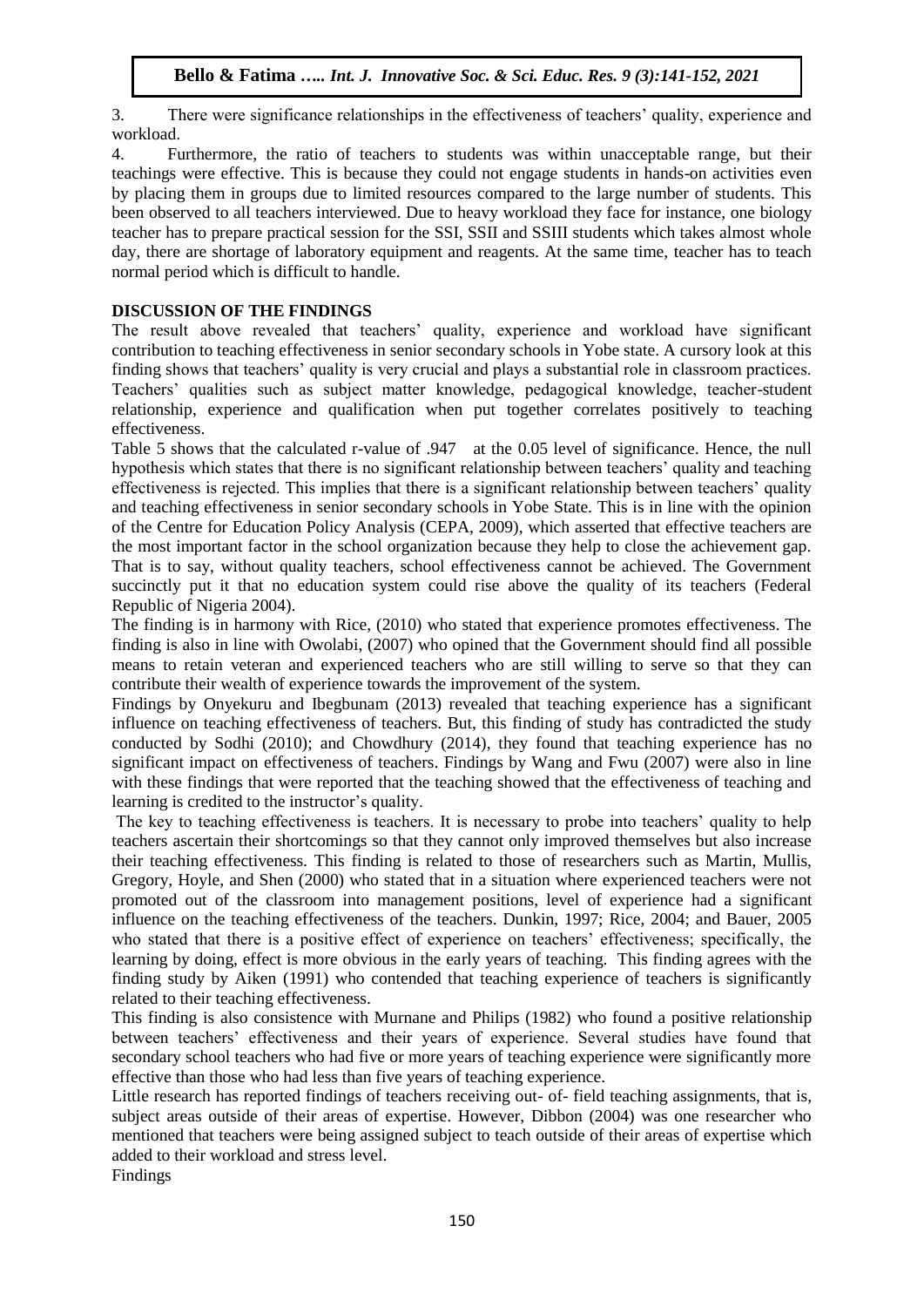3. There were significance relationships in the effectiveness of teachers' quality, experience and workload.

4. Furthermore, the ratio of teachers to students was within unacceptable range, but their teachings were effective. This is because they could not engage students in hands-on activities even by placing them in groups due to limited resources compared to the large number of students. This been observed to all teachers interviewed. Due to heavy workload they face for instance, one biology teacher has to prepare practical session for the SSI, SSII and SSIII students which takes almost whole day, there are shortage of laboratory equipment and reagents. At the same time, teacher has to teach normal period which is difficult to handle.

## DISCUSSION OF THE FINDINGS

The result above revealed that teachers' quality, experience and workload have significant contribution to teaching effectiveness in senior secondary schools in Yobe state. A cursory look at this finding shows that teachers' quality is very crucial and plays a substantial role in classroom practices. Teachers' qualities such as subject matter knowledge, pedagogical knowledge, teacher-student relationship, experience and qualification when put together correlates positively to teaching effectiveness.

Table 5 shows that the calculated r-value of .947 at the 0.05 level of significance. Hence, the null hypothesis which states that there is no significant relationship between teachers' quality and teaching effectiveness is rejected. This implies that there is a significant relationship between teachers' quality and teaching effectiveness in senior secondary schools in Yobe State. This is in line with the opinion of the Centre for Education Policy Analysis (CEPA, 2009), which asserted that effective teachers are the most important factor in the school organization because they help to close the achievement gap. That is to say, without quality teachers, school effectiveness cannot be achieved. The Government succinctly put it that no education system could rise above the quality of its teachers (Federal Republic of Nigeria 2004).

The finding is in harmony with Rice, (2010) who stated that experience promotes effectiveness. The finding is also in line with Owolabi, (2007) who opined that the Government should find all possible means to retain veteran and experienced teachers who are still willing to serve so that they can contribute their wealth of experience towards the improvement of the system.

Findings by Onyekuru and Ibegbunam (2013) revealed that teaching experience has a significant influence on teaching effectiveness of teachers. But, this finding of study has contradicted the study conducted by Sodhi (2010); and Chowdhury (2014), they found that teaching experience has no significant impact on effectiveness of teachers. Findings by Wang and Fwu (2007) were also in line with these findings that were reported that the teaching showed that the effectiveness of teaching and learning is credited to the instructor's quality.

The key to teaching effectiveness is teachers. It is necessary to probe into teachers' quality to help teachers ascertain their shortcomings so that they cannot only improved themselves but also increase their teaching effectiveness. This finding is related to those of researchers such as Martin, Mullis, Gregory, Hoyle, and Shen (2000) who stated that in a situation where experienced teachers were not promoted out of the classroom into management positions, level of experience had a significant influence on the teaching effectiveness of the teachers. Dunkin, 1997; Rice, 2004; and Bauer, 2005 who stated that there is a positive effect of experience on teachers' effectiveness; specifically, the learning by doing, effect is more obvious in the early years of teaching. This finding agrees with the finding study by Aiken (1991) who contended that teaching experience of teachers is significantly related to their teaching effectiveness.

This finding is also consistence with Murnane and Philips (1982) who found a positive relationship between teachers' effectiveness and their years of experience. Several studies have found that secondary school teachers who had five or more years of teaching experience were significantly more effective than those who had less than five years of teaching experience.

Little research has reported findings of teachers receiving out- of- field teaching assignments, that is, subject areas outside of their areas of expertise. However, Dibbon (2004) was one researcher who mentioned that teachers were being assigned subject to teach outside of their areas of expertise which added to their workload and stress level.

Findings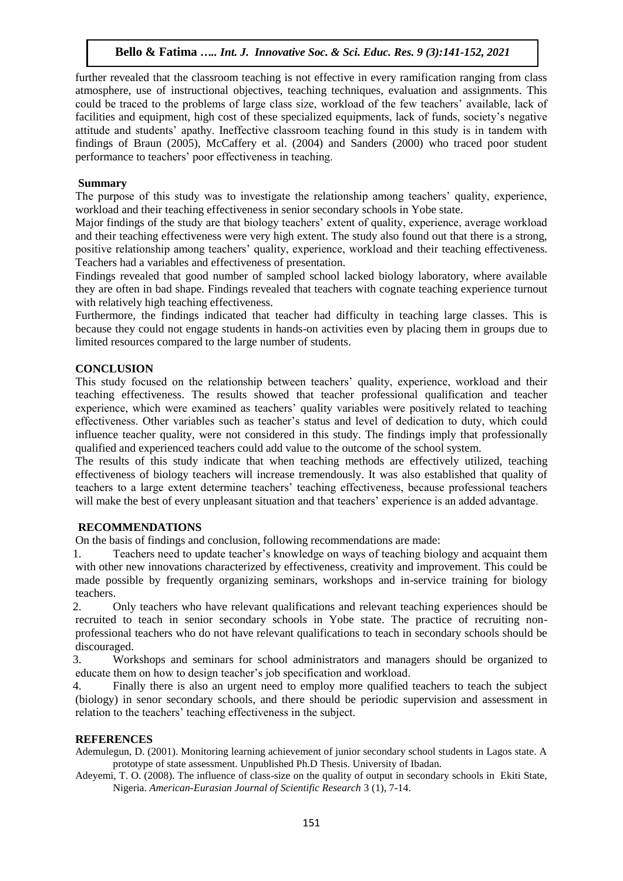further revealed that the classroom teaching is not effective in every ramification ranging from class atmosphere, use of instructional objectives, teaching techniques, evaluation and assignments. This could be traced to the problems of large class size, workload of the few teachers' available, lack of facilities and equipment, high cost of these specialized equipments, lack of funds, society's negative attitude and students' apathy. Ineffective classroom teaching found in this study is in tandem with findings of Braun (2005), McCaffery et al. (2004) and Sanders (2000) who traced poor student performance to teachers' poor effectiveness in teaching.

## Summary

The purpose of this study was to investigate the relationship among teachers' quality, experience, workload and their teaching effectiveness in senior secondary schools in Yobe state.

Major findings of the study are that biology teachers' extent of quality, experience, average workload and their teaching effectiveness were very high extent. The study also found out that there is a strong, positive relationship among teachers' quality, experience, workload and their teaching effectiveness. Teachers had a variables and effectiveness of presentation.

Findings revealed that good number of sampled school lacked biology laboratory, where available they are often in bad shape. Findings revealed that teachers with cognate teaching experience turnout with relatively high teaching effectiveness.

Furthermore, the findings indicated that teacher had difficulty in teaching large classes. This is because they could not engage students in hands-on activities even by placing them in groups due to limited resources compared to the large number of students.

## CONCLUSION

This study focused on the relationship between teachers' quality, experience, workload and their teaching effectiveness. The results showed that teacher professional qualification and teacher experience, which were examined as teachers' quality variables were positively related to teaching effectiveness. Other variables such as teacher's status and level of dedication to duty, which could influence teacher quality, were not considered in this study. The findings imply that professionally qualified and experienced teachers could add value to the outcome of the school system.

The results of this study indicate that when teaching methods are effectively utilized, teaching effectiveness of biology teachers will increase tremendously. It was also established that quality of teachers to a large extent determine teachers' teaching effectiveness, because professional teachers will make the best of every unpleasant situation and that teachers' experience is an added advantage.

## RECOMMENDATIONS

On the basis of findings and conclusion, following recommendations are made:

1. Teachers need to update teacher's knowledge on ways of teaching biology and acquaint them with other new innovations characterized by effectiveness, creativity and improvement. This could be made possible by frequently organizing seminars, workshops and in-service training for biology teachers.
2. Only teachers who have relevant qualifications and relevant teaching experiences should be recruited to teach in senior secondary schools in Yobe state. The practice of recruiting non-professional teachers who do not have relevant qualifications to teach in secondary schools should be discouraged.
3. Workshops and seminars for school administrators and managers should be organized to educate them on how to design teacher's job specification and workload.
4. Finally there is also an urgent need to employ more qualified teachers to teach the subject (biology) in senor secondary schools, and there should be periodic supervision and assessment in relation to the teachers' teaching effectiveness in the subject.

## REFERENCES

Ademulegun, D. (2001). Monitoring learning achievement of junior secondary school students in Lagos state. A prototype of state assessment. Unpublished Ph.D Thesis. University of Ibadan.

Adeyemi, T. O. (2008). The influence of class-size on the quality of output in secondary schools in Ekiti State, Nigeria. *American-Eurasian Journal of Scientific Research* 3 (1), 7-14.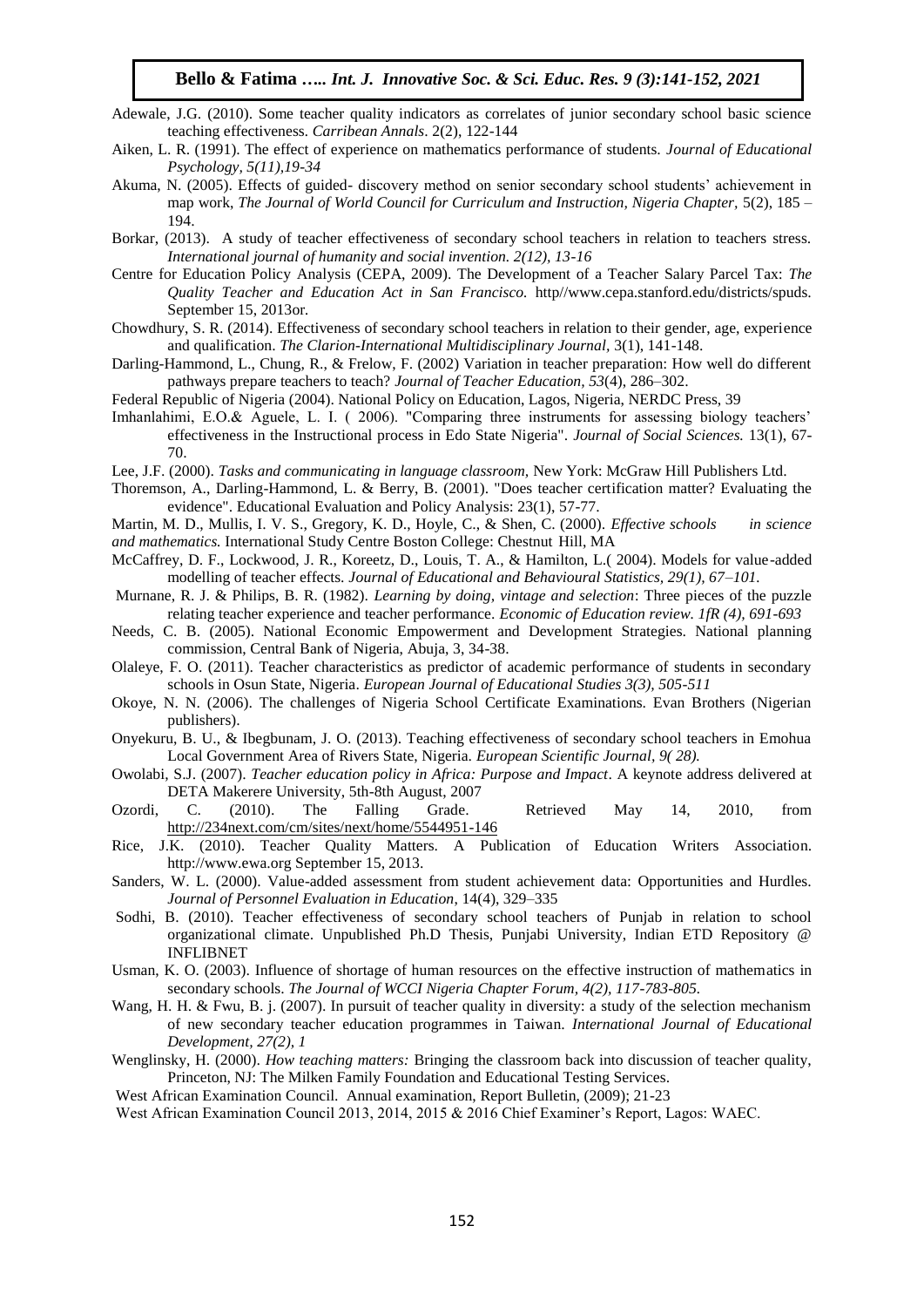Adewale, J.G. (2010). Some teacher quality indicators as correlates of junior secondary school basic science teaching effectiveness. *Carribean Annals*. 2(2), 122-144

Aiken, L. R. (1991). The effect of experience on mathematics performance of students. *Journal of Educational Psychology, 5(11),19-34*

Akuma, N. (2005). Effects of guided- discovery method on senior secondary school students' achievement in map work, *The Journal of World Council for Curriculum and Instruction, Nigeria Chapter*, 5(2), 185 – 194.

Borkar, (2013). A study of teacher effectiveness of secondary school teachers in relation to teachers stress. *International journal of humanity and social invention. 2(12), 13-16*

Centre for Education Policy Analysis (CEPA, 2009). The Development of a Teacher Salary Parcel Tax: *The Quality Teacher and Education Act in San Francisco.* http//www.cepa.stanford.edu/districts/spuds. September 15, 2013or.

Chowdhury, S. R. (2014). Effectiveness of secondary school teachers in relation to their gender, age, experience and qualification. *The Clarion-International Multidisciplinary Journal*, 3(1), 141-148.

Darling-Hammond, L., Chung, R., & Frelow, F. (2002) Variation in teacher preparation: How well do different pathways prepare teachers to teach? *Journal of Teacher Education, 53*(4), 286–302.

Federal Republic of Nigeria (2004). National Policy on Education, Lagos, Nigeria, NERDC Press, 39

Imhanlahimi, E.O.& Aguele, L. I. ( 2006). "Comparing three instruments for assessing biology teachers' effectiveness in the Instructional process in Edo State Nigeria". *Journal of Social Sciences.* 13(1), 67-70.

Lee, J.F. (2000). *Tasks and communicating in language classroom*, New York: McGraw Hill Publishers Ltd.

Thoremson, A., Darling-Hammond, L. & Berry, B. (2001). "Does teacher certification matter? Evaluating the evidence". Educational Evaluation and Policy Analysis: 23(1), 57-77.

Martin, M. D., Mullis, I. V. S., Gregory, K. D., Hoyle, C., & Shen, C. (2000). *Effective schools in science and mathematics.* International Study Centre Boston College: Chestnut Hill, MA

McCaffrey, D. F., Lockwood, J. R., Koreetz, D., Louis, T. A., & Hamilton, L.( 2004). Models for value-added modelling of teacher effects. *Journal of Educational and Behavioural Statistics, 29(1), 67–101.*

Murnane, R. J. & Philips, B. R. (1982). *Learning by doing, vintage and selection*: Three pieces of the puzzle relating teacher experience and teacher performance. *Economic of Education review. 1fR (4), 691-693*

Needs, C. B. (2005). National Economic Empowerment and Development Strategies. National planning commission, Central Bank of Nigeria, Abuja, 3, 34-38.

Olaleye, F. O. (2011). Teacher characteristics as predictor of academic performance of students in secondary schools in Osun State, Nigeria. *European Journal of Educational Studies 3(3), 505-511*

Okoye, N. N. (2006). The challenges of Nigeria School Certificate Examinations. Evan Brothers (Nigerian publishers).

Onyekuru, B. U., & Ibegbunam, J. O. (2013). Teaching effectiveness of secondary school teachers in Emohua Local Government Area of Rivers State, Nigeria. *European Scientific Journal, 9( 28).*

Owolabi, S.J. (2007). *Teacher education policy in Africa: Purpose and Impact*. A keynote address delivered at DETA Makerere University, 5th-8th August, 2007

Ozordi, C. (2010). The Falling Grade. Retrieved May 14, 2010, from http://234next.com/cm/sites/next/home/5544951-146

Rice, J.K. (2010). Teacher Quality Matters. A Publication of Education Writers Association. http://www.ewa.org September 15, 2013.

Sanders, W. L. (2000). Value-added assessment from student achievement data: Opportunities and Hurdles. *Journal of Personnel Evaluation in Education*, 14(4), 329–335

Sodhi, B. (2010). Teacher effectiveness of secondary school teachers of Punjab in relation to school organizational climate. Unpublished Ph.D Thesis, Punjabi University, Indian ETD Repository @ INFLIBNET

Usman, K. O. (2003). Influence of shortage of human resources on the effective instruction of mathematics in secondary schools. *The Journal of WCCI Nigeria Chapter Forum, 4(2), 117-783-805.*

Wang, H. H. & Fwu, B. j. (2007). In pursuit of teacher quality in diversity: a study of the selection mechanism of new secondary teacher education programmes in Taiwan. *International Journal of Educational Development, 27(2), 1*

Wenglinsky, H. (2000). *How teaching matters:* Bringing the classroom back into discussion of teacher quality, Princeton, NJ: The Milken Family Foundation and Educational Testing Services.

West African Examination Council. Annual examination, Report Bulletin, (2009); 21-23

West African Examination Council 2013, 2014, 2015 & 2016 Chief Examiner's Report, Lagos: WAEC.